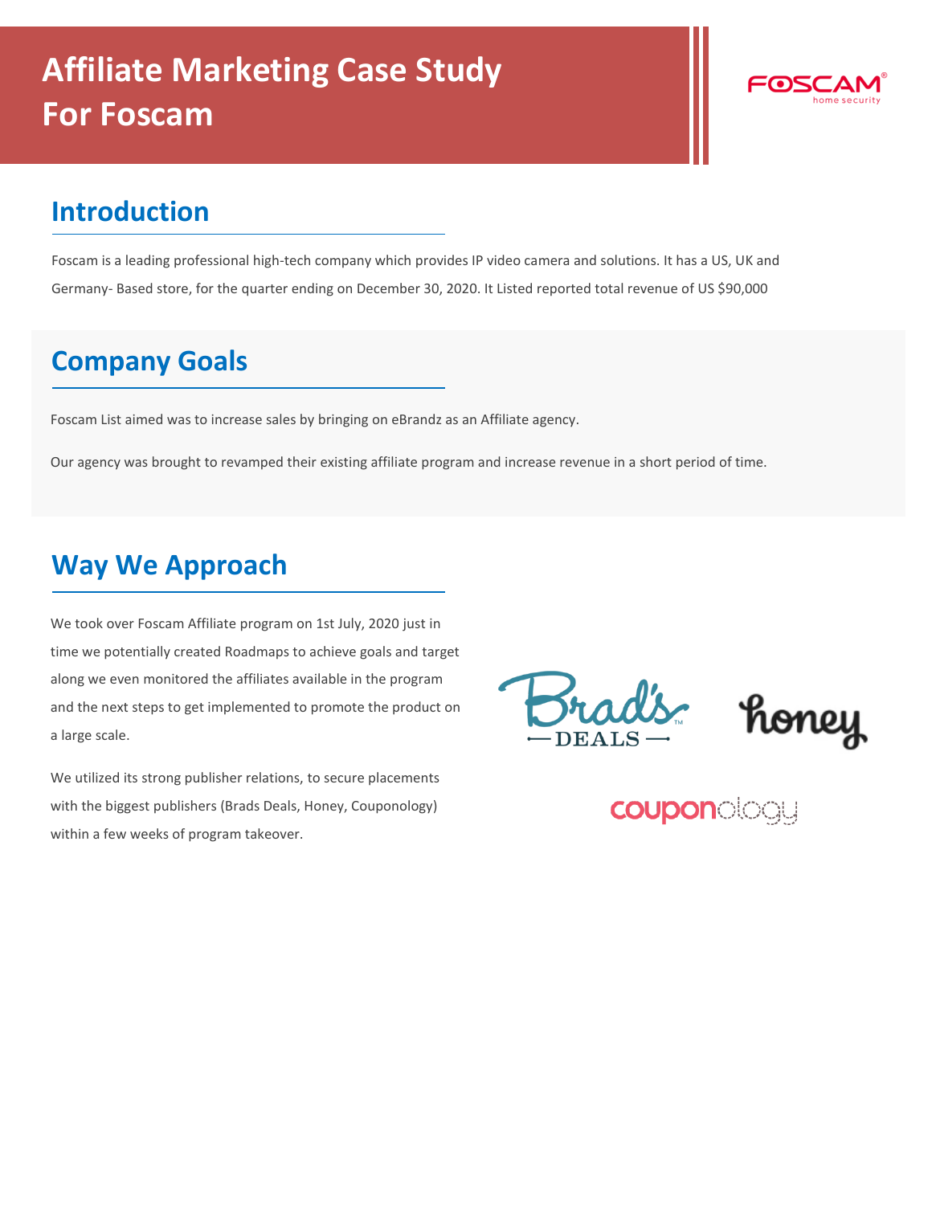# Affiliate Marketing Case Study For Foscam

## Introduction

Foscam is a leading professional high-tech company which provides IP video camera and solutions. It has a US, UK and Germany- Based store, for the quarter ending on December 30, 2020. It Listed reported total revenue of US $90,000

## Company Goals

Foscam List aimed was to increase sales by bringing on eBrandz as an Affiliate agency.

Our agency was brought to revamped their existing affiliate program and increase revenue in a short period of time.

## Way We Approach

We took over Foscam Affiliate program on 1st July, 2020 just in time we potentially created Roadmaps to achieve goals and target along we even monitored the affiliates available in the program and the next steps to get implemented to promote the product on a large scale.

We utilized its strong publisher relations, to secure placements with the biggest publishers (Brads Deals, Honey, Couponology) within a few weeks of program takeover.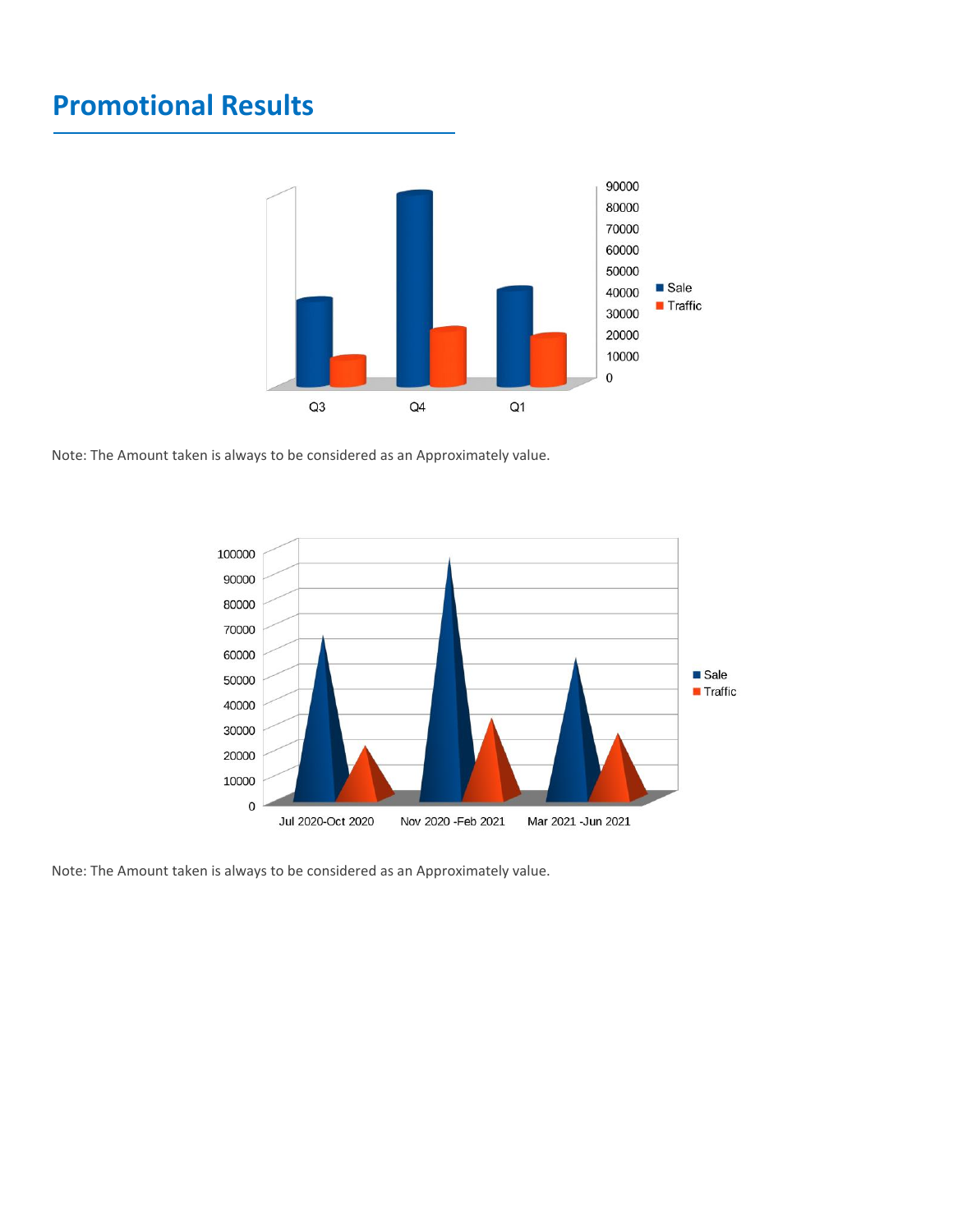## Promotional Results

Note: The Amount taken is always to be considered as an Approximately value.

Note: The Amount taken is always to be considered as an Approximately value.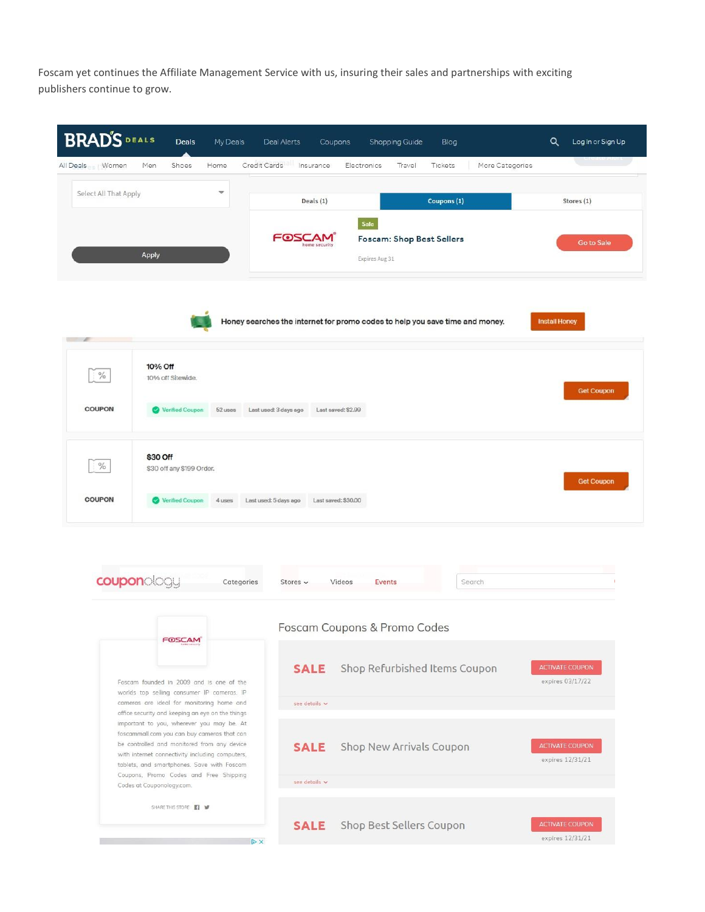Foscam yet continues the Affiliate Management Service with us, insuring their sales and partnerships with exciting publishers continue to grow.

BRAD'S DEALS

Deals | My Deals | Deal Alerts | Coupons | Shopping Guide | Blog | Log In or Sign Up

All Deals | Women | Men | Shoes | Home | Credit Cards | Insurance | Electronics | Travel | Tickets | More Categories

Select All That Apply

Apply

Deals (1) | Coupons (1) | Stores (1)

Sale

Foscam: Shop Best Sellers

Expires Aug 31

Go to Sale

Honey searches the internet for promo codes to help you save time and money. Install Honey

COUPON

**10% Off**

10% off Sitewide.

Verified Coupon | 52 uses | Last used: 3 days ago | Last saved: $2.99

Get Coupon

COUPON

**$30 Off**

$30 off any $199 Order.

Verified Coupon | 4 uses | Last used: 5 days ago | Last saved: $30.00

Get Coupon

couponology

Categories | Stores | Videos | Events | Search

Foscam founded in 2009 and is one of the worlds top selling consumer IP cameras. IP cameras are ideal for monitoring home and office security and keeping an eye on the things important to you, wherever you may be. At foscammall.com you can buy cameras that can be controlled and monitored from any device with internet connectivity including computers, tablets, and smartphones. Save with Foscam Coupons, Promo Codes and Free Shipping Codes at Couponology.com.

SHARE THIS STORE

## Foscam Coupons & Promo Codes

SALE Shop Refurbished Items Coupon — ACTIVATE COUPON — expires 03/17/22

see details

SALE Shop New Arrivals Coupon — ACTIVATE COUPON — expires 12/31/21

see details

SALE Shop Best Sellers Coupon — ACTIVATE COUPON — expires 12/31/21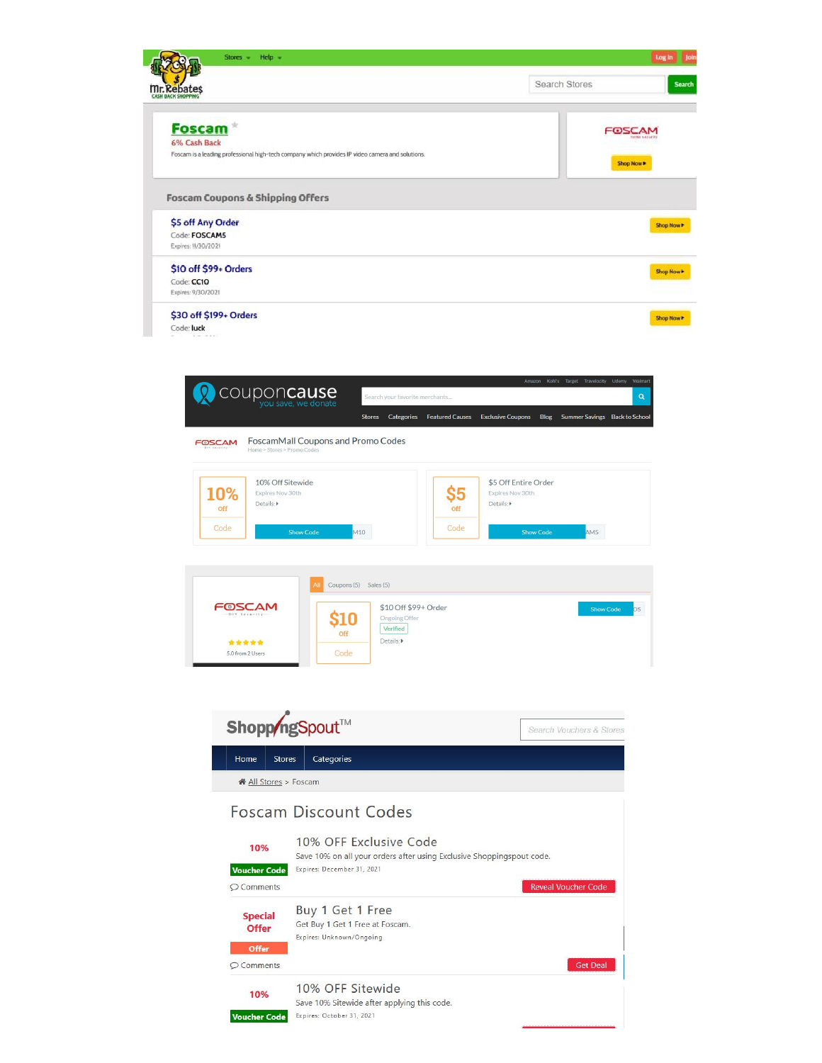Stores ▾ Help ▾

Log In Join

Mr.Rebates CASH BACK SHOPPING

Search Stores Search

**Foscam**

6% Cash Back

Foscam is a leading professional high-tech company which provides IP video camera and solutions.

FOSCAM

Shop Now ▸

### Foscam Coupons & Shipping Offers

**$5 off Any Order**
Code: FOSCAM5
Expires: 11/30/2021

Shop Now ▸

**$10 off $99+ Orders**
Code: CC10
Expires: 9/30/2021

Shop Now ▸

**$30 off $199+ Orders**
Code: luck

Shop Now ▸

---

couponcause
you save, we donate

Amazon Kohl's Target Travelocity Udemy Walmart

Search your favorite merchants...

Stores Categories Featured Causes Exclusive Coupons Blog Summer Savings Back to School

FOSCAM

FoscamMall Coupons and Promo Codes

Home > Stores > Promo Codes

10% Off Code
10% Off Sitewide
Expires Nov 30th
Details ▸
Show Code M10

$5 Off Code
$5 Off Entire Order
Expires Nov 30th
Details ▸
Show Code AMS

FOSCAM
★★★★★
5.0 from 2 Users

All Coupons (5) Sales (5)

$10 Off Code
$10 Off $99+ Order
Ongoing Offer
Verified
Details ▸
Show Code OS

---

ShoppingSpout™

Search Vouchers & Stores

Home Stores Categories

All Stores > Foscam

## Foscam Discount Codes

**10%**
Voucher Code

### 10% OFF Exclusive Code

Save 10% on all your orders after using Exclusive Shoppingspout code.

Expires: December 31, 2021

Comments

Reveal Voucher Code

**Special Offer**
Offer

### Buy 1 Get 1 Free

Get Buy 1 Get 1 Free at Foscam.

Expires: Unknown/Ongoing

Comments

Get Deal

**10%**
Voucher Code

### 10% OFF Sitewide

Save 10% Sitewide after applying this code.

Expires: October 31, 2021